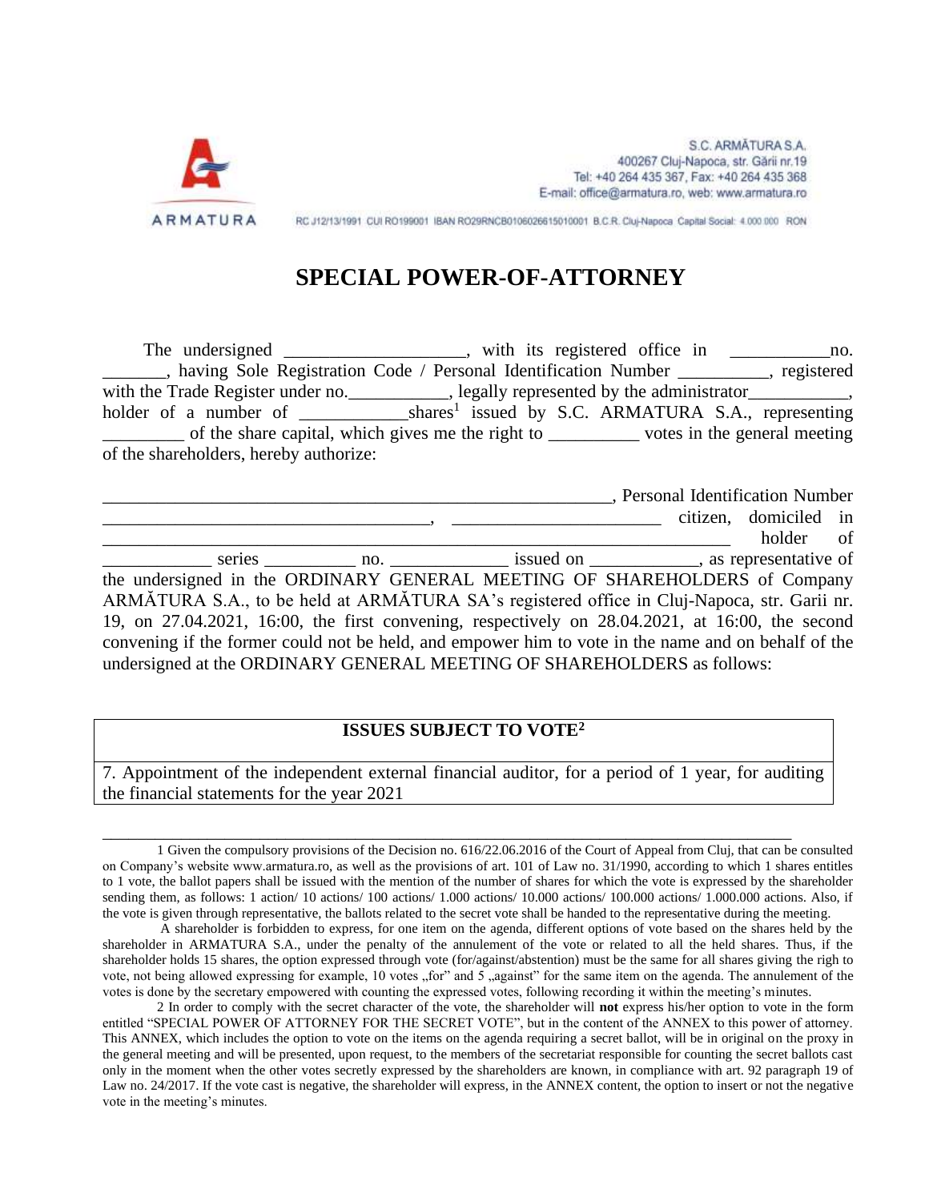S.C. ARMĂTURA S.A.
400267 Cluj-Napoca, str. Gării nr.19
Tel: +40 264 435 367, Fax: +40 264 435 368
E-mail: office@armatura.ro, web: www.armatura.ro

RC J12/13/1991 CUI RO199001 IBAN RO29RNCB0106026615010001 B.C.R. Cluj-Napoca Capital Social: 4.000.000 RON

# SPECIAL POWER-OF-ATTORNEY

The undersigned ___________________, with its registered office in ___________no. _______, having Sole Registration Code / Personal Identification Number __________, registered with the Trade Register under no.___________, legally represented by the administrator___________, holder of a number of ____________shares[1] issued by S.C. ARMATURA S.A., representing _________ of the share capital, which gives me the right to __________ votes in the general meeting of the shareholders, hereby authorize:

________________________________________________________, Personal Identification Number ___________________________________, _______________________ citizen, domiciled in ______________________________________________________________________ holder of ____________ series __________ no. _____________ issued on ____________, as representative of the undersigned in the ORDINARY GENERAL MEETING OF SHAREHOLDERS of Company ARMĂTURA S.A., to be held at ARMĂTURA SA's registered office in Cluj-Napoca, str. Garii nr. 19, on 27.04.2021, 16:00, the first convening, respectively on 28.04.2021, at 16:00, the second convening if the former could not be held, and empower him to vote in the name and on behalf of the undersigned at the ORDINARY GENERAL MEETING OF SHAREHOLDERS as follows:

| **ISSUES SUBJECT TO VOTE[2]** |
|---|
| 7. Appointment of the independent external financial auditor, for a period of 1 year, for auditing the financial statements for the year 2021 |

---

1 Given the compulsory provisions of the Decision no. 616/22.06.2016 of the Court of Appeal from Cluj, that can be consulted on Company's website www.armatura.ro, as well as the provisions of art. 101 of Law no. 31/1990, according to which 1 shares entitles to 1 vote, the ballot papers shall be issued with the mention of the number of shares for which the vote is expressed by the shareholder sending them, as follows: 1 action/ 10 actions/ 100 actions/ 1.000 actions/ 10.000 actions/ 100.000 actions/ 1.000.000 actions. Also, if the vote is given through representative, the ballots related to the secret vote shall be handed to the representative during the meeting.

A shareholder is forbidden to express, for one item on the agenda, different options of vote based on the shares held by the shareholder in ARMATURA S.A., under the penalty of the annulement of the vote or related to all the held shares. Thus, if the shareholder holds 15 shares, the option expressed through vote (for/against/abstention) must be the same for all shares giving the righ to vote, not being allowed expressing for example, 10 votes „for" and 5 „against" for the same item on the agenda. The annulement of the votes is done by the secretary empowered with counting the expressed votes, following recording it within the meeting's minutes.

2 In order to comply with the secret character of the vote, the shareholder will **not** express his/her option to vote in the form entitled "SPECIAL POWER OF ATTORNEY FOR THE SECRET VOTE", but in the content of the ANNEX to this power of attorney. This ANNEX, which includes the option to vote on the items on the agenda requiring a secret ballot, will be in original on the proxy in the general meeting and will be presented, upon request, to the members of the secretariat responsible for counting the secret ballots cast only in the moment when the other votes secretly expressed by the shareholders are known, in compliance with art. 92 paragraph 19 of Law no. 24/2017. If the vote cast is negative, the shareholder will express, in the ANNEX content, the option to insert or not the negative vote in the meeting's minutes.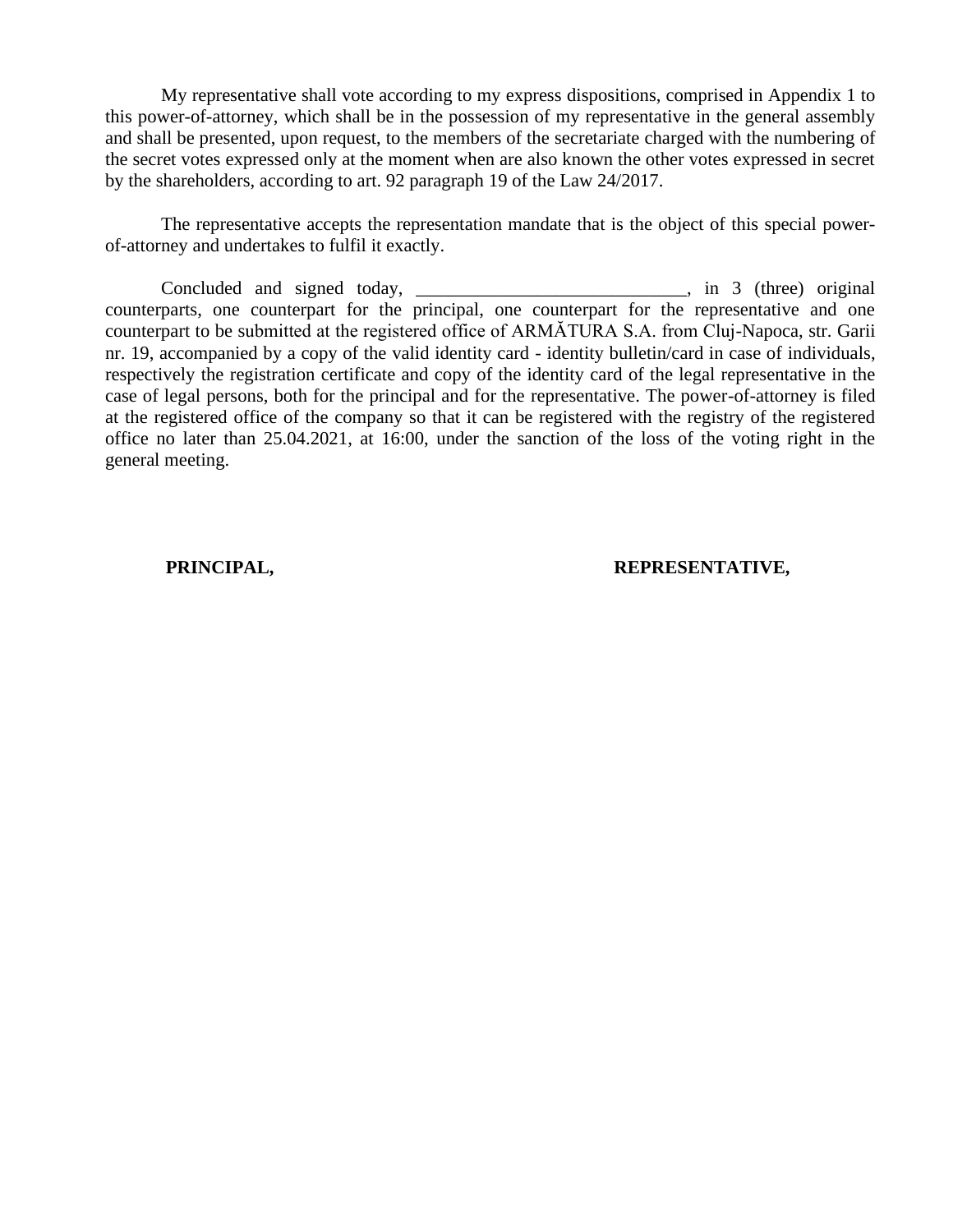My representative shall vote according to my express dispositions, comprised in Appendix 1 to this power-of-attorney, which shall be in the possession of my representative in the general assembly and shall be presented, upon request, to the members of the secretariate charged with the numbering of the secret votes expressed only at the moment when are also known the other votes expressed in secret by the shareholders, according to art. 92 paragraph 19 of the Law 24/2017.

The representative accepts the representation mandate that is the object of this special power-of-attorney and undertakes to fulfil it exactly.

Concluded and signed today, ____________________________, in 3 (three) original counterparts, one counterpart for the principal, one counterpart for the representative and one counterpart to be submitted at the registered office of ARMĂTURA S.A. from Cluj-Napoca, str. Garii nr. 19, accompanied by a copy of the valid identity card - identity bulletin/card in case of individuals, respectively the registration certificate and copy of the identity card of the legal representative in the case of legal persons, both for the principal and for the representative. The power-of-attorney is filed at the registered office of the company so that it can be registered with the registry of the registered office no later than 25.04.2021, at 16:00, under the sanction of the loss of the voting right in the general meeting.

**PRINCIPAL,** **REPRESENTATIVE,**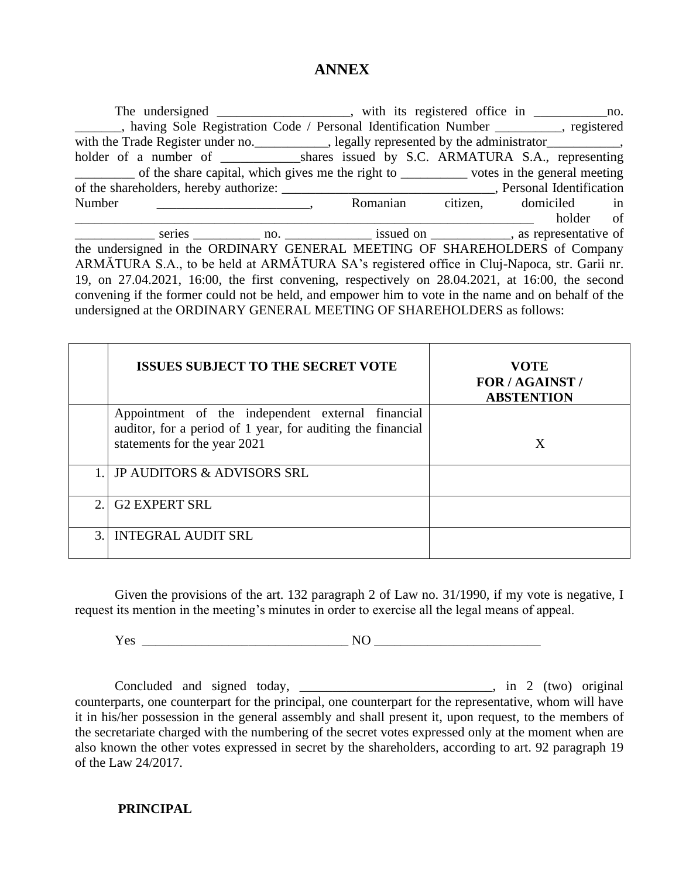# ANNEX

The undersigned ___________________, with its registered office in ___________no. _______, having Sole Registration Code / Personal Identification Number __________, registered with the Trade Register under no.___________, legally represented by the administrator___________, holder of a number of ____________shares issued by S.C. ARMATURA S.A., representing _________ of the share capital, which gives me the right to __________ votes in the general meeting of the shareholders, hereby authorize: ________________________________, Personal Identification Number _______________________, Romanian citizen, domiciled in ______________________________________________________________________ holder of ____________ series __________ no. _____________ issued on ____________, as representative of the undersigned in the ORDINARY GENERAL MEETING OF SHAREHOLDERS of Company ARMĂTURA S.A., to be held at ARMĂTURA SA's registered office in Cluj-Napoca, str. Garii nr. 19, on 27.04.2021, 16:00, the first convening, respectively on 28.04.2021, at 16:00, the second convening if the former could not be held, and empower him to vote in the name and on behalf of the undersigned at the ORDINARY GENERAL MEETING OF SHAREHOLDERS as follows:

| | **ISSUES SUBJECT TO THE SECRET VOTE** | **VOTE FOR / AGAINST / ABSTENTION** |
|---|---|---|
| | Appointment of the independent external financial auditor, for a period of 1 year, for auditing the financial statements for the year 2021 | X |
| 1. | JP AUDITORS & ADVISORS SRL | |
| 2. | G2 EXPERT SRL | |
| 3. | INTEGRAL AUDIT SRL | |

Given the provisions of the art. 132 paragraph 2 of Law no. 31/1990, if my vote is negative, I request its mention in the meeting's minutes in order to exercise all the legal means of appeal.

Yes _______________________________ NO _________________________

Concluded and signed today, _____________________________, in 2 (two) original counterparts, one counterpart for the principal, one counterpart for the representative, whom will have it in his/her possession in the general assembly and shall present it, upon request, to the members of the secretariate charged with the numbering of the secret votes expressed only at the moment when are also known the other votes expressed in secret by the shareholders, according to art. 92 paragraph 19 of the Law 24/2017.

**PRINCIPAL**